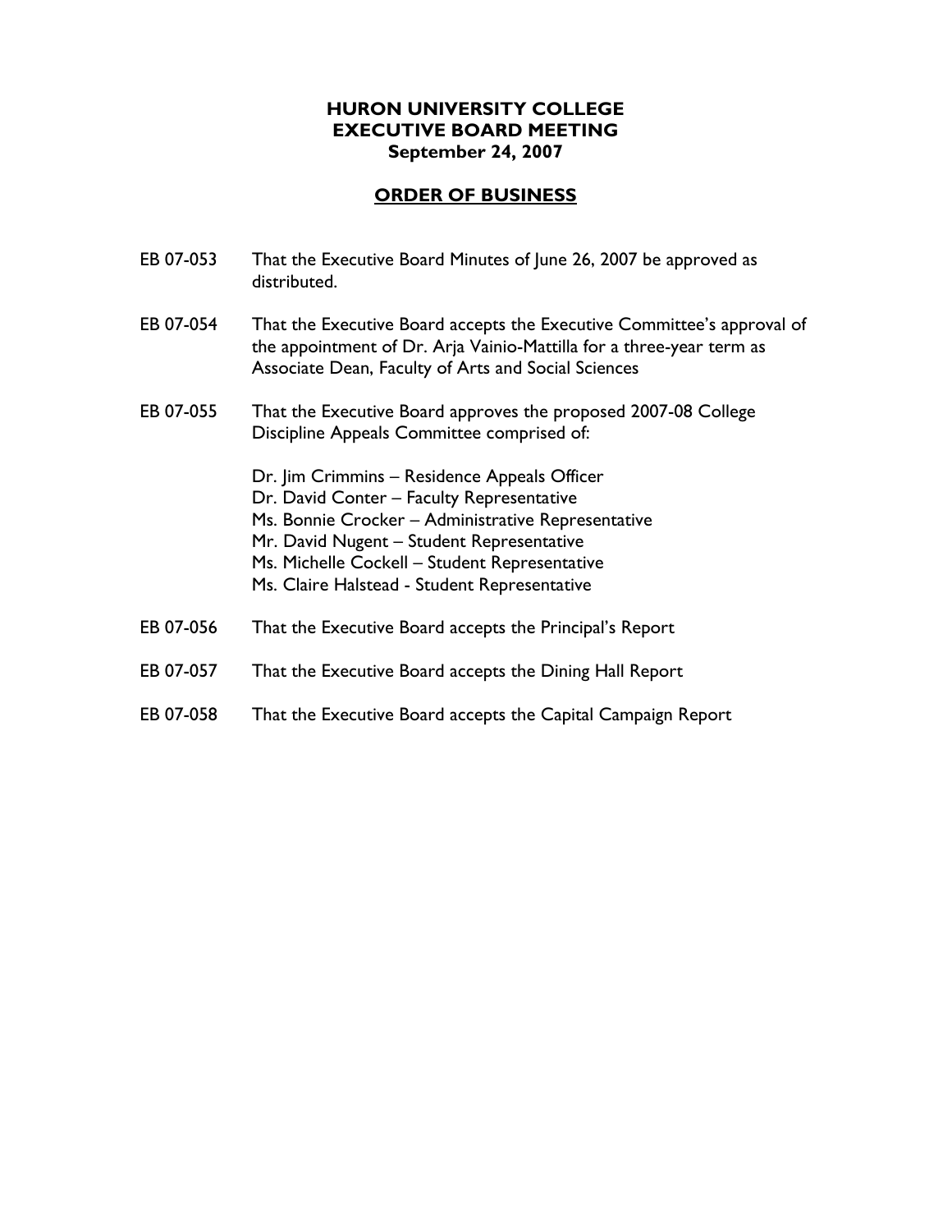# HURON UNIVERSITY COLLEGE
# EXECUTIVE BOARD MEETING
**September 24, 2007**

## ORDER OF BUSINESS

EB 07-053 That the Executive Board Minutes of June 26, 2007 be approved as distributed.

EB 07-054 That the Executive Board accepts the Executive Committee's approval of the appointment of Dr. Arja Vainio-Mattilla for a three-year term as Associate Dean, Faculty of Arts and Social Sciences

EB 07-055 That the Executive Board approves the proposed 2007-08 College Discipline Appeals Committee comprised of:

Dr. Jim Crimmins – Residence Appeals Officer
Dr. David Conter – Faculty Representative
Ms. Bonnie Crocker – Administrative Representative
Mr. David Nugent – Student Representative
Ms. Michelle Cockell – Student Representative
Ms. Claire Halstead - Student Representative

EB 07-056 That the Executive Board accepts the Principal's Report

EB 07-057 That the Executive Board accepts the Dining Hall Report

EB 07-058 That the Executive Board accepts the Capital Campaign Report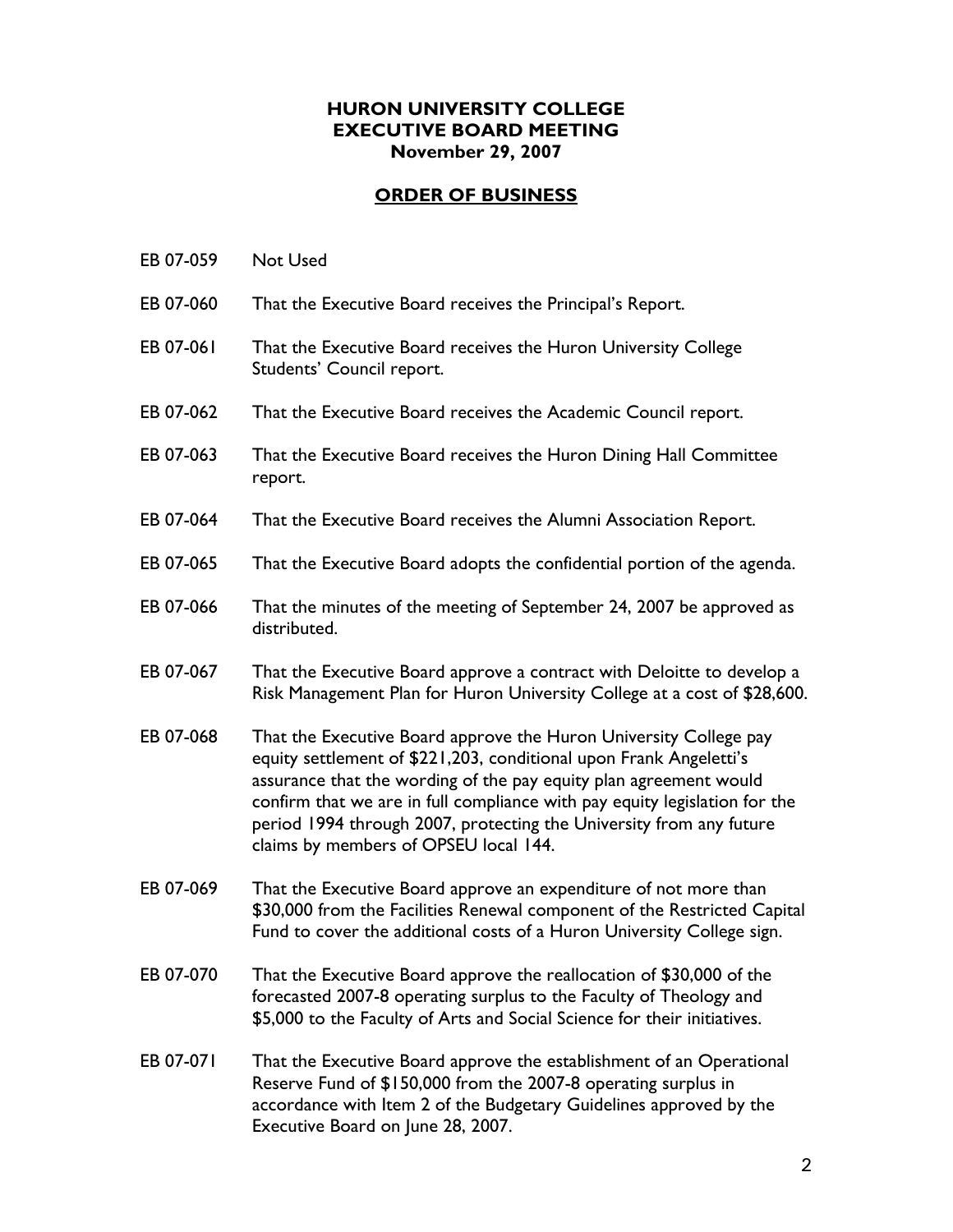# HURON UNIVERSITY COLLEGE
## EXECUTIVE BOARD MEETING
### November 29, 2007

## ORDER OF BUSINESS

EB 07-059 Not Used

EB 07-060 That the Executive Board receives the Principal's Report.

EB 07-061 That the Executive Board receives the Huron University College Students' Council report.

EB 07-062 That the Executive Board receives the Academic Council report.

EB 07-063 That the Executive Board receives the Huron Dining Hall Committee report.

EB 07-064 That the Executive Board receives the Alumni Association Report.

EB 07-065 That the Executive Board adopts the confidential portion of the agenda.

EB 07-066 That the minutes of the meeting of September 24, 2007 be approved as distributed.

EB 07-067 That the Executive Board approve a contract with Deloitte to develop a Risk Management Plan for Huron University College at a cost of $28,600.

EB 07-068 That the Executive Board approve the Huron University College pay equity settlement of $221,203, conditional upon Frank Angeletti's assurance that the wording of the pay equity plan agreement would confirm that we are in full compliance with pay equity legislation for the period 1994 through 2007, protecting the University from any future claims by members of OPSEU local 144.

EB 07-069 That the Executive Board approve an expenditure of not more than $30,000 from the Facilities Renewal component of the Restricted Capital Fund to cover the additional costs of a Huron University College sign.

EB 07-070 That the Executive Board approve the reallocation of $30,000 of the forecasted 2007-8 operating surplus to the Faculty of Theology and $5,000 to the Faculty of Arts and Social Science for their initiatives.

EB 07-071 That the Executive Board approve the establishment of an Operational Reserve Fund of $150,000 from the 2007-8 operating surplus in accordance with Item 2 of the Budgetary Guidelines approved by the Executive Board on June 28, 2007.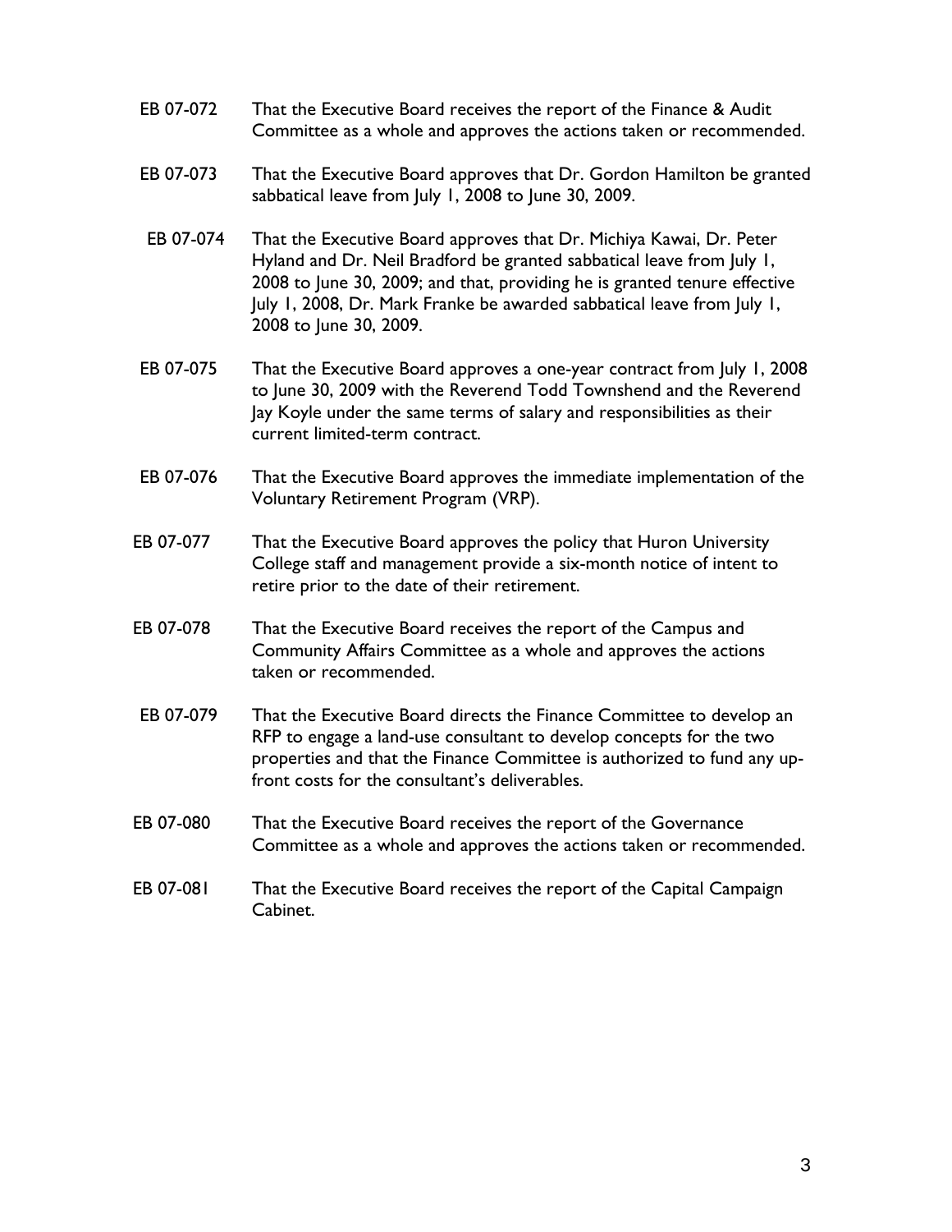| | |
|---|---|
| EB 07-072 | That the Executive Board receives the report of the Finance & Audit Committee as a whole and approves the actions taken or recommended. |
| EB 07-073 | That the Executive Board approves that Dr. Gordon Hamilton be granted sabbatical leave from July 1, 2008 to June 30, 2009. |
| EB 07-074 | That the Executive Board approves that Dr. Michiya Kawai, Dr. Peter Hyland and Dr. Neil Bradford be granted sabbatical leave from July 1, 2008 to June 30, 2009; and that, providing he is granted tenure effective July 1, 2008, Dr. Mark Franke be awarded sabbatical leave from July 1, 2008 to June 30, 2009. |
| EB 07-075 | That the Executive Board approves a one-year contract from July 1, 2008 to June 30, 2009 with the Reverend Todd Townshend and the Reverend Jay Koyle under the same terms of salary and responsibilities as their current limited-term contract. |
| EB 07-076 | That the Executive Board approves the immediate implementation of the Voluntary Retirement Program (VRP). |
| EB 07-077 | That the Executive Board approves the policy that Huron University College staff and management provide a six-month notice of intent to retire prior to the date of their retirement. |
| EB 07-078 | That the Executive Board receives the report of the Campus and Community Affairs Committee as a whole and approves the actions taken or recommended. |
| EB 07-079 | That the Executive Board directs the Finance Committee to develop an RFP to engage a land-use consultant to develop concepts for the two properties and that the Finance Committee is authorized to fund any up-front costs for the consultant's deliverables. |
| EB 07-080 | That the Executive Board receives the report of the Governance Committee as a whole and approves the actions taken or recommended. |
| EB 07-081 | That the Executive Board receives the report of the Capital Campaign Cabinet. |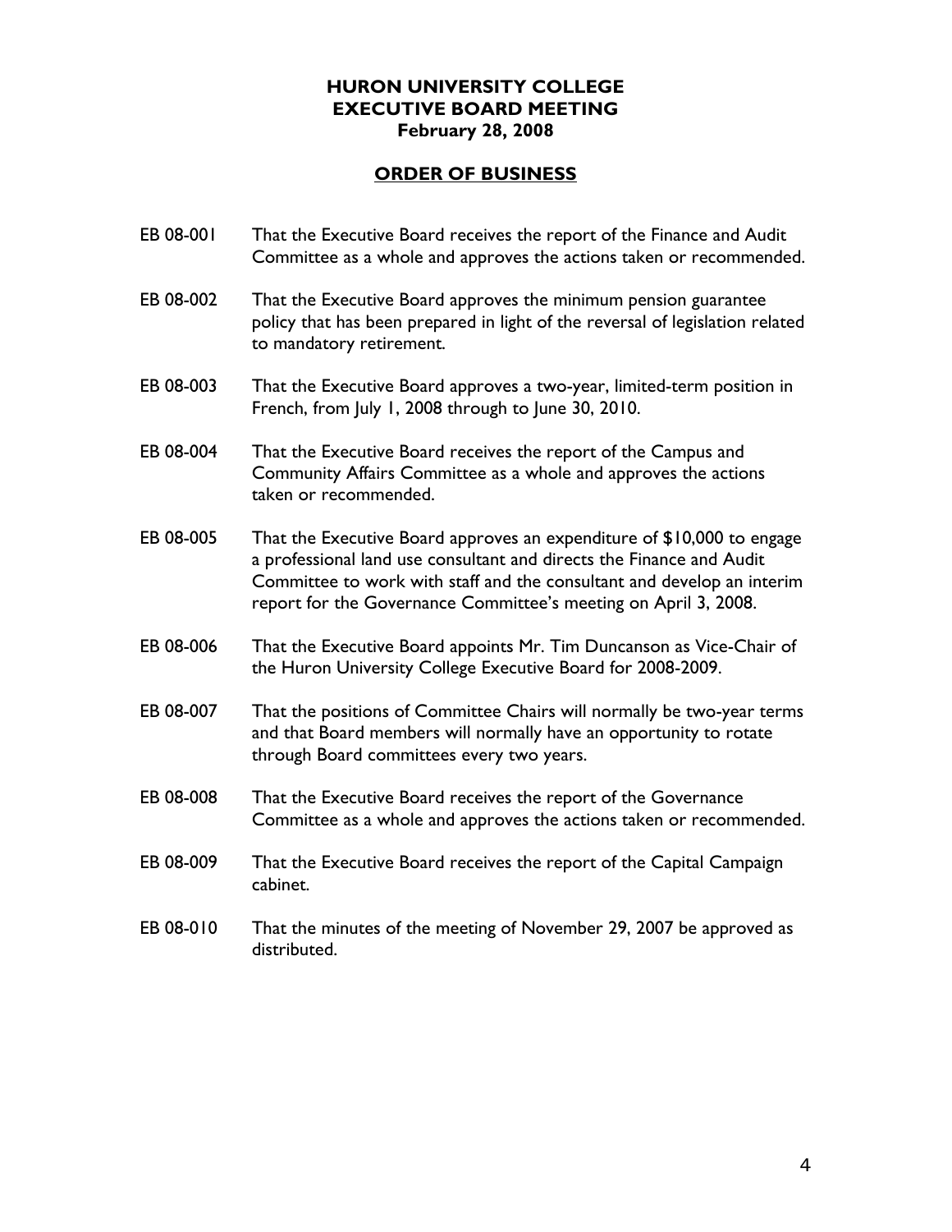**HURON UNIVERSITY COLLEGE**
**EXECUTIVE BOARD MEETING**
**February 28, 2008**

## ORDER OF BUSINESS

EB 08-001 That the Executive Board receives the report of the Finance and Audit Committee as a whole and approves the actions taken or recommended.

EB 08-002 That the Executive Board approves the minimum pension guarantee policy that has been prepared in light of the reversal of legislation related to mandatory retirement.

EB 08-003 That the Executive Board approves a two-year, limited-term position in French, from July 1, 2008 through to June 30, 2010.

EB 08-004 That the Executive Board receives the report of the Campus and Community Affairs Committee as a whole and approves the actions taken or recommended.

EB 08-005 That the Executive Board approves an expenditure of $10,000 to engage a professional land use consultant and directs the Finance and Audit Committee to work with staff and the consultant and develop an interim report for the Governance Committee's meeting on April 3, 2008.

EB 08-006 That the Executive Board appoints Mr. Tim Duncanson as Vice-Chair of the Huron University College Executive Board for 2008-2009.

EB 08-007 That the positions of Committee Chairs will normally be two-year terms and that Board members will normally have an opportunity to rotate through Board committees every two years.

EB 08-008 That the Executive Board receives the report of the Governance Committee as a whole and approves the actions taken or recommended.

EB 08-009 That the Executive Board receives the report of the Capital Campaign cabinet.

EB 08-010 That the minutes of the meeting of November 29, 2007 be approved as distributed.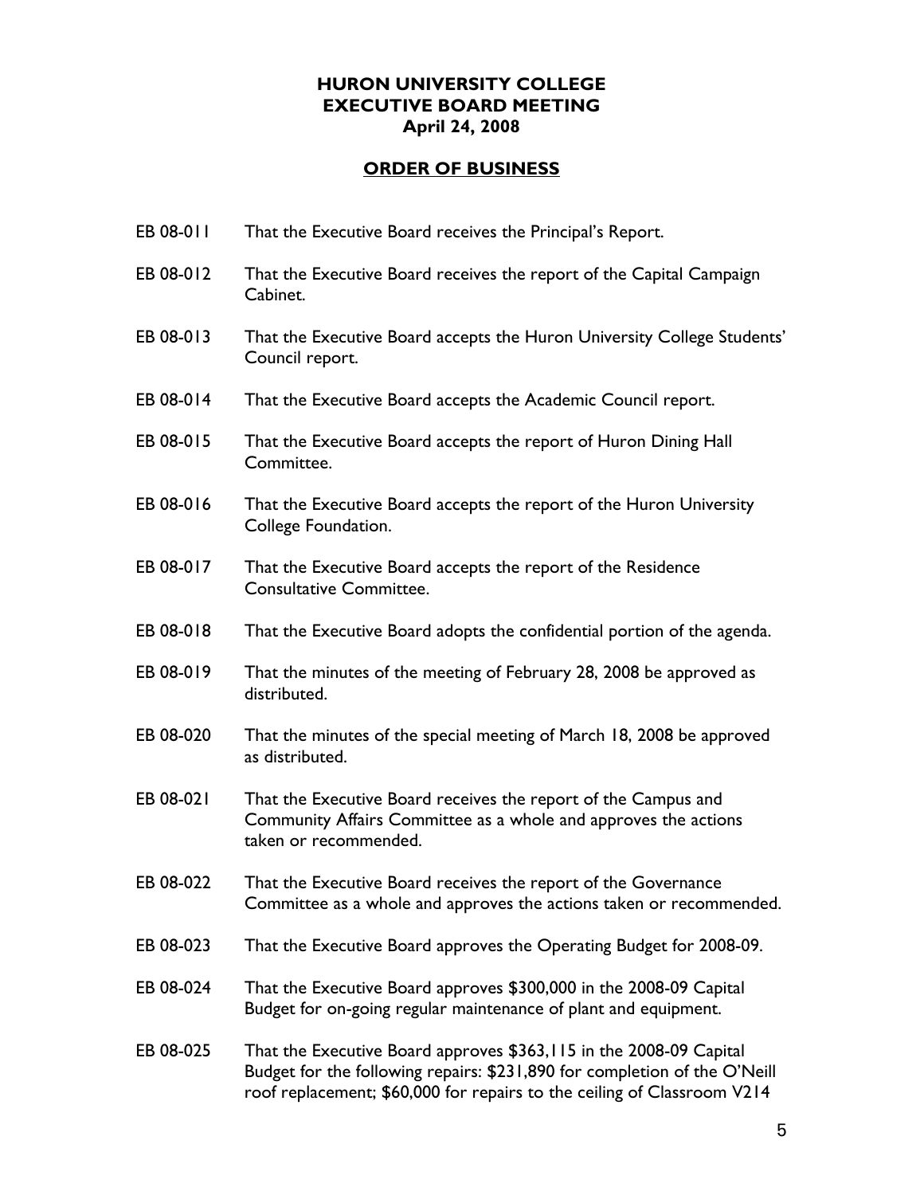# HURON UNIVERSITY COLLEGE
# EXECUTIVE BOARD MEETING
# April 24, 2008

## ORDER OF BUSINESS

EB 08-011 That the Executive Board receives the Principal's Report.

EB 08-012 That the Executive Board receives the report of the Capital Campaign Cabinet.

EB 08-013 That the Executive Board accepts the Huron University College Students' Council report.

EB 08-014 That the Executive Board accepts the Academic Council report.

EB 08-015 That the Executive Board accepts the report of Huron Dining Hall Committee.

EB 08-016 That the Executive Board accepts the report of the Huron University College Foundation.

EB 08-017 That the Executive Board accepts the report of the Residence Consultative Committee.

EB 08-018 That the Executive Board adopts the confidential portion of the agenda.

EB 08-019 That the minutes of the meeting of February 28, 2008 be approved as distributed.

EB 08-020 That the minutes of the special meeting of March 18, 2008 be approved as distributed.

EB 08-021 That the Executive Board receives the report of the Campus and Community Affairs Committee as a whole and approves the actions taken or recommended.

EB 08-022 That the Executive Board receives the report of the Governance Committee as a whole and approves the actions taken or recommended.

EB 08-023 That the Executive Board approves the Operating Budget for 2008-09.

EB 08-024 That the Executive Board approves $300,000 in the 2008-09 Capital Budget for on-going regular maintenance of plant and equipment.

EB 08-025 That the Executive Board approves $363,115 in the 2008-09 Capital Budget for the following repairs: $231,890 for completion of the O'Neill roof replacement; $60,000 for repairs to the ceiling of Classroom V214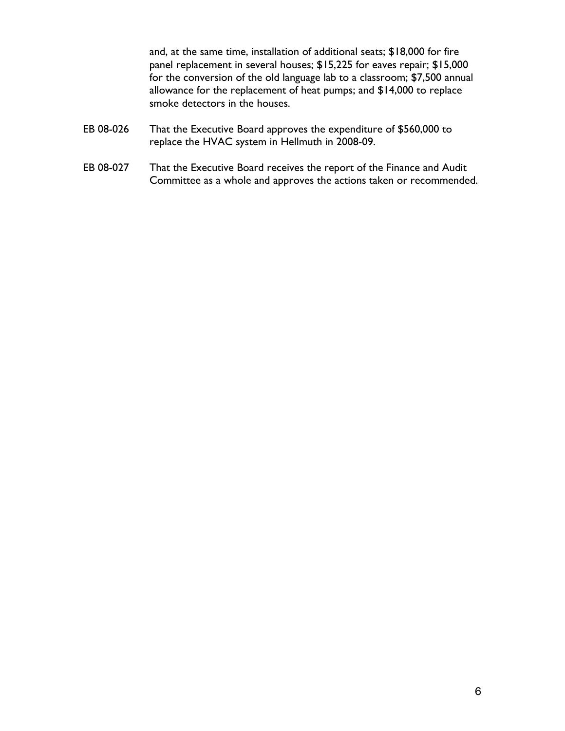and, at the same time, installation of additional seats; $18,000 for fire panel replacement in several houses; $15,225 for eaves repair; $15,000 for the conversion of the old language lab to a classroom; $7,500 annual allowance for the replacement of heat pumps; and $14,000 to replace smoke detectors in the houses.

EB 08-026 That the Executive Board approves the expenditure of $560,000 to replace the HVAC system in Hellmuth in 2008-09.

EB 08-027 That the Executive Board receives the report of the Finance and Audit Committee as a whole and approves the actions taken or recommended.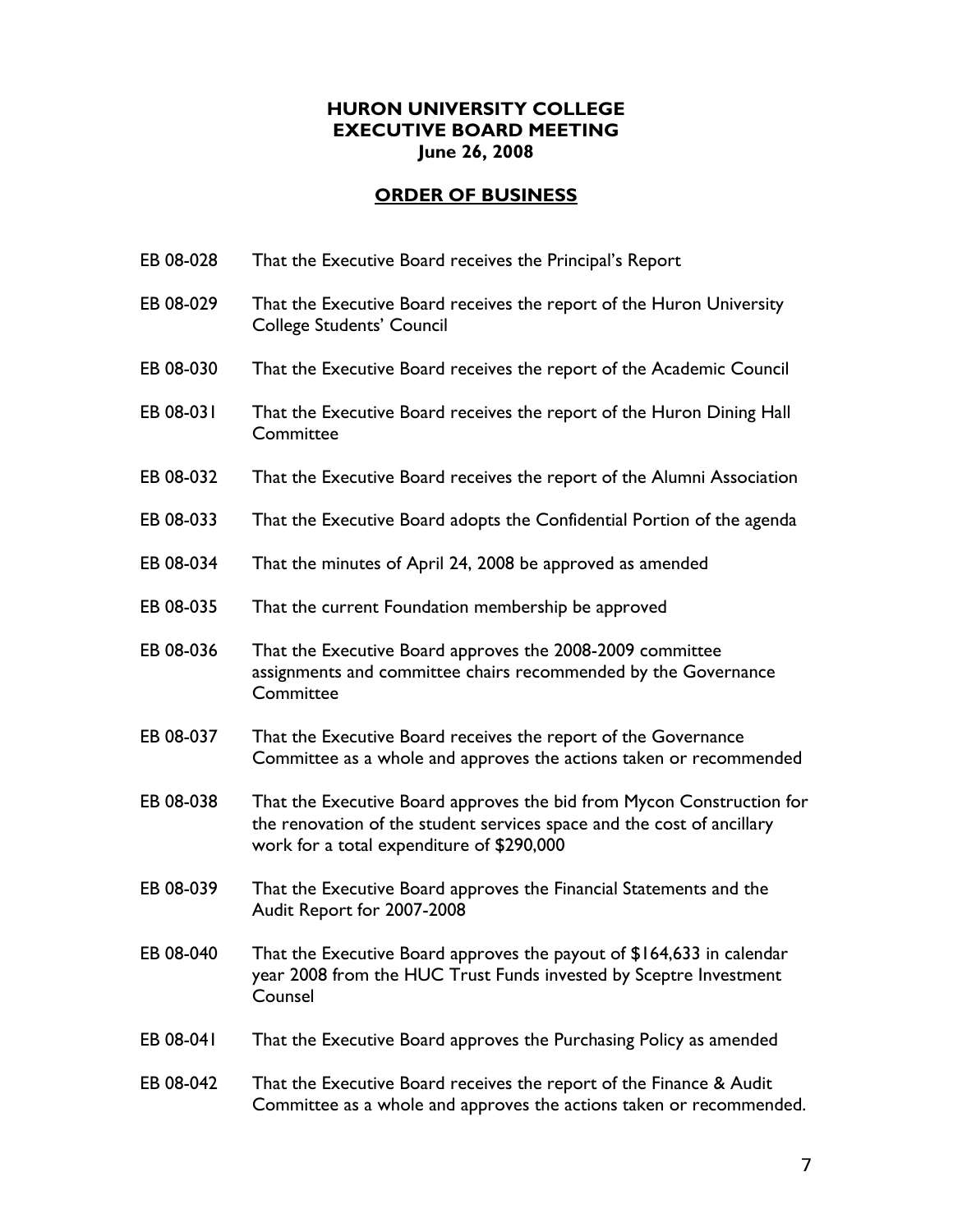# HURON UNIVERSITY COLLEGE
# EXECUTIVE BOARD MEETING
### June 26, 2008

## ORDER OF BUSINESS

EB 08-028 That the Executive Board receives the Principal's Report

EB 08-029 That the Executive Board receives the report of the Huron University College Students' Council

EB 08-030 That the Executive Board receives the report of the Academic Council

EB 08-031 That the Executive Board receives the report of the Huron Dining Hall Committee

EB 08-032 That the Executive Board receives the report of the Alumni Association

EB 08-033 That the Executive Board adopts the Confidential Portion of the agenda

EB 08-034 That the minutes of April 24, 2008 be approved as amended

EB 08-035 That the current Foundation membership be approved

EB 08-036 That the Executive Board approves the 2008-2009 committee assignments and committee chairs recommended by the Governance Committee

EB 08-037 That the Executive Board receives the report of the Governance Committee as a whole and approves the actions taken or recommended

EB 08-038 That the Executive Board approves the bid from Mycon Construction for the renovation of the student services space and the cost of ancillary work for a total expenditure of $290,000

EB 08-039 That the Executive Board approves the Financial Statements and the Audit Report for 2007-2008

EB 08-040 That the Executive Board approves the payout of $164,633 in calendar year 2008 from the HUC Trust Funds invested by Sceptre Investment Counsel

EB 08-041 That the Executive Board approves the Purchasing Policy as amended

EB 08-042 That the Executive Board receives the report of the Finance & Audit Committee as a whole and approves the actions taken or recommended.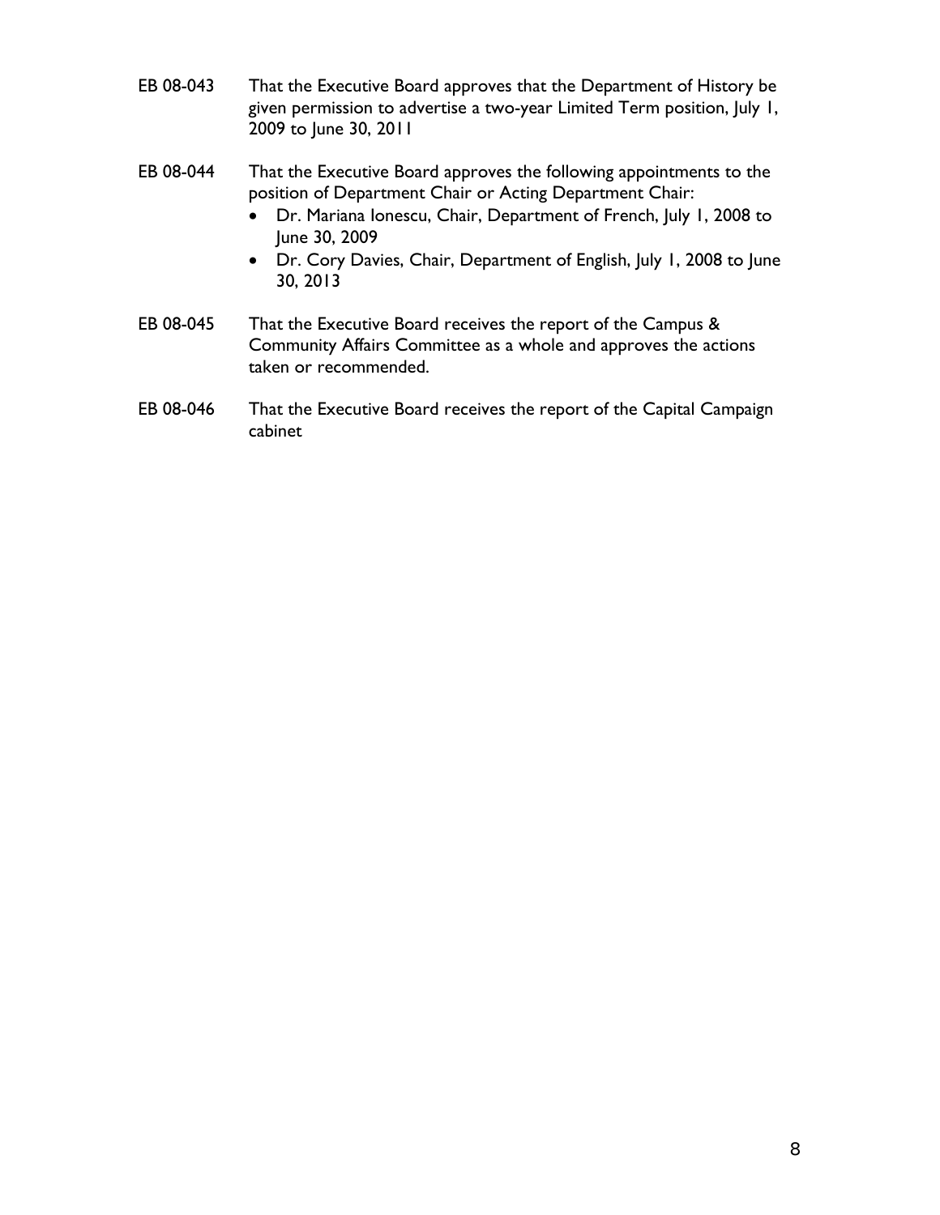EB 08-043 That the Executive Board approves that the Department of History be given permission to advertise a two-year Limited Term position, July 1, 2009 to June 30, 2011

EB 08-044 That the Executive Board approves the following appointments to the position of Department Chair or Acting Department Chair:

- Dr. Mariana Ionescu, Chair, Department of French, July 1, 2008 to June 30, 2009
- Dr. Cory Davies, Chair, Department of English, July 1, 2008 to June 30, 2013

EB 08-045 That the Executive Board receives the report of the Campus & Community Affairs Committee as a whole and approves the actions taken or recommended.

EB 08-046 That the Executive Board receives the report of the Capital Campaign cabinet